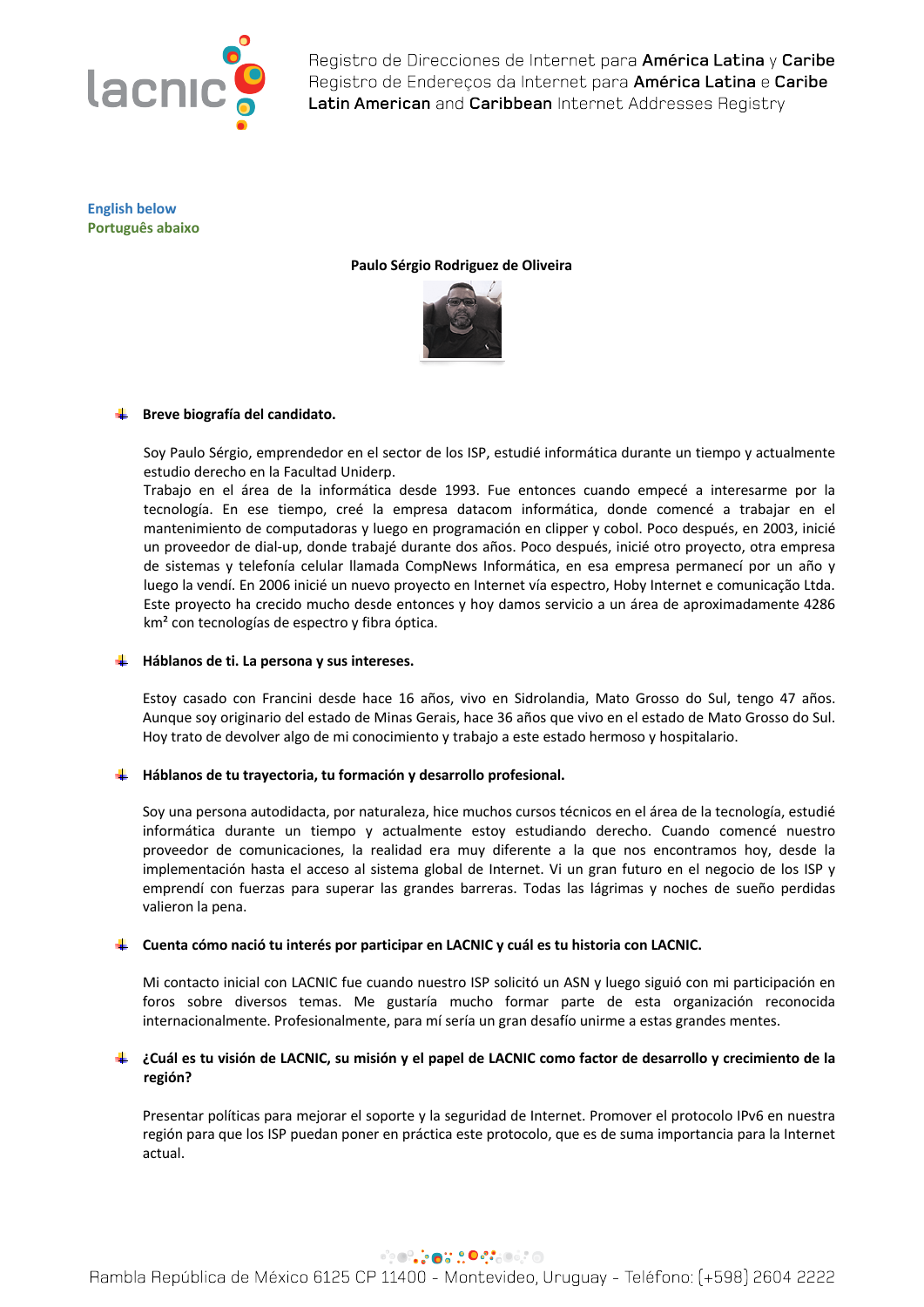English below
Português abaixo

**Paulo Sérgio Rodriguez de Oliveira**

- **Breve biografía del candidato.**

Soy Paulo Sérgio, emprendedor en el sector de los ISP, estudié informática durante un tiempo y actualmente estudio derecho en la Facultad Uniderp.
Trabajo en el área de la informática desde 1993. Fue entonces cuando empecé a interesarme por la tecnología. En ese tiempo, creé la empresa datacom informática, donde comencé a trabajar en el mantenimiento de computadoras y luego en programación en clipper y cobol. Poco después, en 2003, inicié un proveedor de dial-up, donde trabajé durante dos años. Poco después, inicié otro proyecto, otra empresa de sistemas y telefonía celular llamada CompNews Informática, en esa empresa permanecí por un año y luego la vendí. En 2006 inicié un nuevo proyecto en Internet vía espectro, Hoby Internet e comunicação Ltda. Este proyecto ha crecido mucho desde entonces y hoy damos servicio a un área de aproximadamente 4286 km² con tecnologías de espectro y fibra óptica.

- **Háblanos de ti. La persona y sus intereses.**

Estoy casado con Francini desde hace 16 años, vivo en Sidrolandia, Mato Grosso do Sul, tengo 47 años. Aunque soy originario del estado de Minas Gerais, hace 36 años que vivo en el estado de Mato Grosso do Sul. Hoy trato de devolver algo de mi conocimiento y trabajo a este estado hermoso y hospitalario.

- **Háblanos de tu trayectoria, tu formación y desarrollo profesional.**

Soy una persona autodidacta, por naturaleza, hice muchos cursos técnicos en el área de la tecnología, estudié informática durante un tiempo y actualmente estoy estudiando derecho. Cuando comencé nuestro proveedor de comunicaciones, la realidad era muy diferente a la que nos encontramos hoy, desde la implementación hasta el acceso al sistema global de Internet. Vi un gran futuro en el negocio de los ISP y emprendí con fuerzas para superar las grandes barreras. Todas las lágrimas y noches de sueño perdidas valieron la pena.

- **Cuenta cómo nació tu interés por participar en LACNIC y cuál es tu historia con LACNIC.**

Mi contacto inicial con LACNIC fue cuando nuestro ISP solicitó un ASN y luego siguió con mi participación en foros sobre diversos temas. Me gustaría mucho formar parte de esta organización reconocida internacionalmente. Profesionalmente, para mí sería un gran desafío unirme a estas grandes mentes.

- **¿Cuál es tu visión de LACNIC, su misión y el papel de LACNIC como factor de desarrollo y crecimiento de la región?**

Presentar políticas para mejorar el soporte y la seguridad de Internet. Promover el protocolo IPv6 en nuestra región para que los ISP puedan poner en práctica este protocolo, que es de suma importancia para la Internet actual.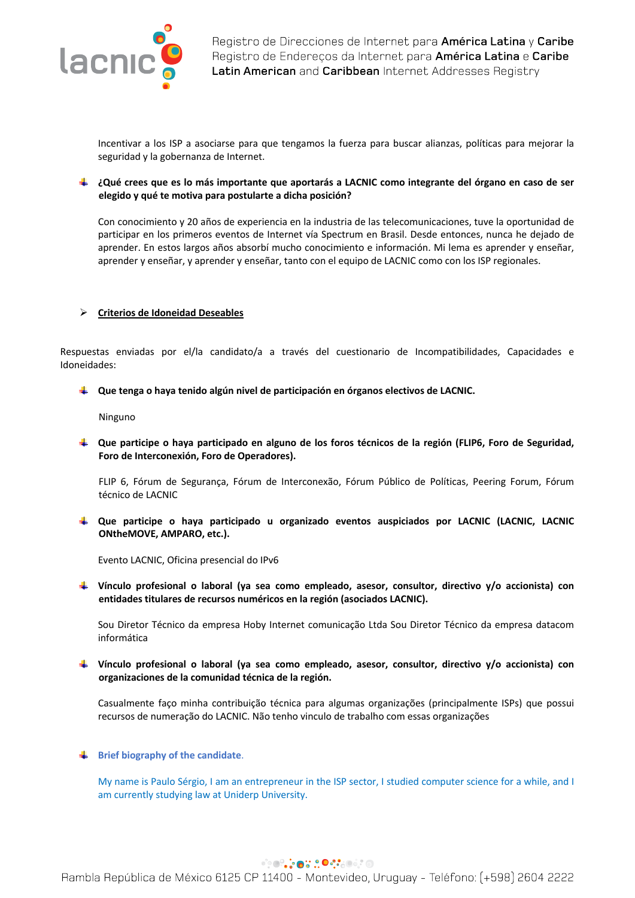Incentivar a los ISP a asociarse para que tengamos la fuerza para buscar alianzas, políticas para mejorar la seguridad y la gobernanza de Internet.

- **¿Qué crees que es lo más importante que aportarás a LACNIC como integrante del órgano en caso de ser elegido y qué te motiva para postularte a dicha posición?**

  Con conocimiento y 20 años de experiencia en la industria de las telecomunicaciones, tuve la oportunidad de participar en los primeros eventos de Internet vía Spectrum en Brasil. Desde entonces, nunca he dejado de aprender. En estos largos años absorbí mucho conocimiento e información. Mi lema es aprender y enseñar, aprender y enseñar, y aprender y enseñar, tanto con el equipo de LACNIC como con los ISP regionales.

## Criterios de Idoneidad Deseables

Respuestas enviadas por el/la candidato/a a través del cuestionario de Incompatibilidades, Capacidades e Idoneidades:

- **Que tenga o haya tenido algún nivel de participación en órganos electivos de LACNIC.**

  Ninguno

- **Que participe o haya participado en alguno de los foros técnicos de la región (FLIP6, Foro de Seguridad, Foro de Interconexión, Foro de Operadores).**

  FLIP 6, Fórum de Segurança, Fórum de Interconexão, Fórum Público de Políticas, Peering Forum, Fórum técnico de LACNIC

- **Que participe o haya participado u organizado eventos auspiciados por LACNIC (LACNIC, LACNIC ONtheMOVE, AMPARO, etc.).**

  Evento LACNIC, Oficina presencial do IPv6

- **Vínculo profesional o laboral (ya sea como empleado, asesor, consultor, directivo y/o accionista) con entidades titulares de recursos numéricos en la región (asociados LACNIC).**

  Sou Diretor Técnico da empresa Hoby Internet comunicação Ltda Sou Diretor Técnico da empresa datacom informática

- **Vínculo profesional o laboral (ya sea como empleado, asesor, consultor, directivo y/o accionista) con organizaciones de la comunidad técnica de la región.**

  Casualmente faço minha contribuição técnica para algumas organizações (principalmente ISPs) que possui recursos de numeração do LACNIC. Não tenho vinculo de trabalho com essas organizações

- **Brief biography of the candidate.**

  My name is Paulo Sérgio, I am an entrepreneur in the ISP sector, I studied computer science for a while, and I am currently studying law at Uniderp University.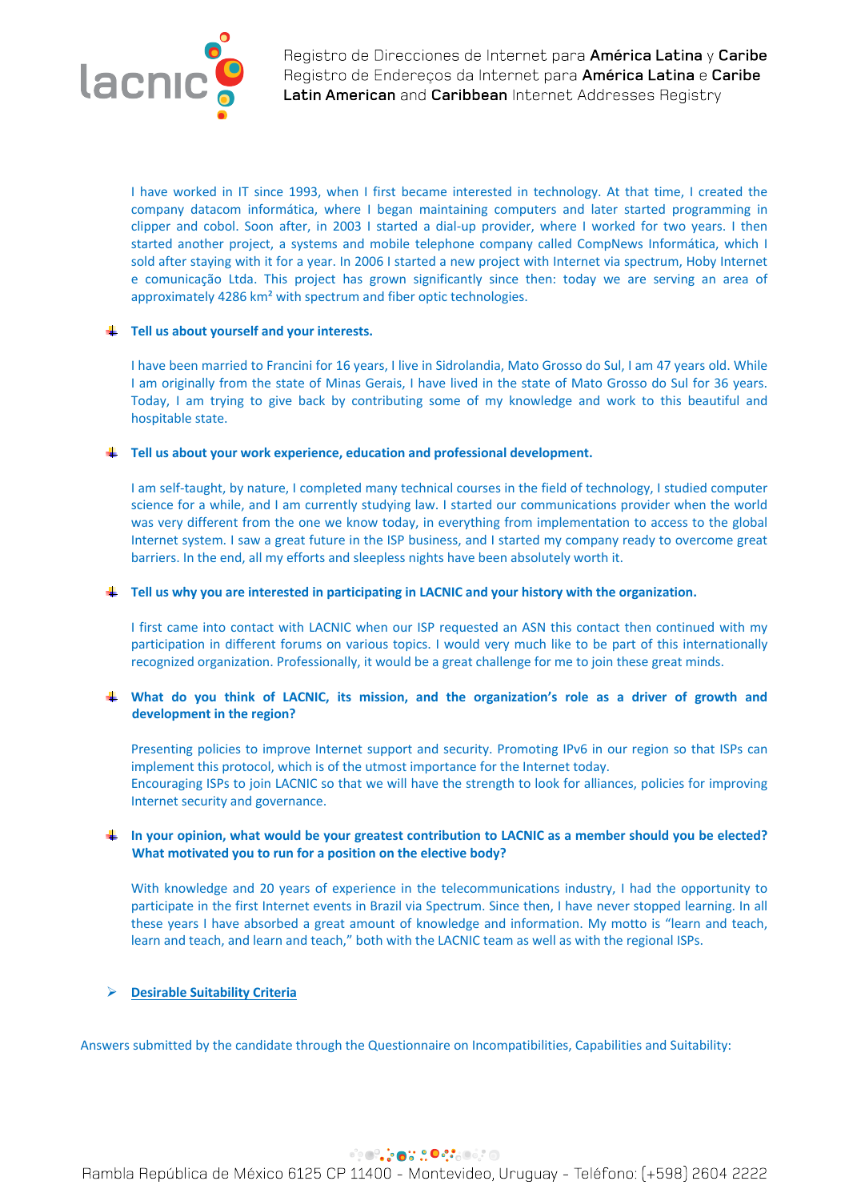I have worked in IT since 1993, when I first became interested in technology. At that time, I created the company datacom informática, where I began maintaining computers and later started programming in clipper and cobol. Soon after, in 2003 I started a dial-up provider, where I worked for two years. I then started another project, a systems and mobile telephone company called CompNews Informática, which I sold after staying with it for a year. In 2006 I started a new project with Internet via spectrum, Hoby Internet e comunicação Ltda. This project has grown significantly since then: today we are serving an area of approximately 4286 km² with spectrum and fiber optic technologies.

- **Tell us about yourself and your interests.**

  I have been married to Francini for 16 years, I live in Sidrolandia, Mato Grosso do Sul, I am 47 years old. While I am originally from the state of Minas Gerais, I have lived in the state of Mato Grosso do Sul for 36 years. Today, I am trying to give back by contributing some of my knowledge and work to this beautiful and hospitable state.

- **Tell us about your work experience, education and professional development.**

  I am self-taught, by nature, I completed many technical courses in the field of technology, I studied computer science for a while, and I am currently studying law. I started our communications provider when the world was very different from the one we know today, in everything from implementation to access to the global Internet system. I saw a great future in the ISP business, and I started my company ready to overcome great barriers. In the end, all my efforts and sleepless nights have been absolutely worth it.

- **Tell us why you are interested in participating in LACNIC and your history with the organization.**

  I first came into contact with LACNIC when our ISP requested an ASN this contact then continued with my participation in different forums on various topics. I would very much like to be part of this internationally recognized organization. Professionally, it would be a great challenge for me to join these great minds.

- **What do you think of LACNIC, its mission, and the organization's role as a driver of growth and development in the region?**

  Presenting policies to improve Internet support and security. Promoting IPv6 in our region so that ISPs can implement this protocol, which is of the utmost importance for the Internet today.
  Encouraging ISPs to join LACNIC so that we will have the strength to look for alliances, policies for improving Internet security and governance.

- **In your opinion, what would be your greatest contribution to LACNIC as a member should you be elected? What motivated you to run for a position on the elective body?**

  With knowledge and 20 years of experience in the telecommunications industry, I had the opportunity to participate in the first Internet events in Brazil via Spectrum. Since then, I have never stopped learning. In all these years I have absorbed a great amount of knowledge and information. My motto is "learn and teach, learn and teach, and learn and teach," both with the LACNIC team as well as with the regional ISPs.

- **Desirable Suitability Criteria**

Answers submitted by the candidate through the Questionnaire on Incompatibilities, Capabilities and Suitability: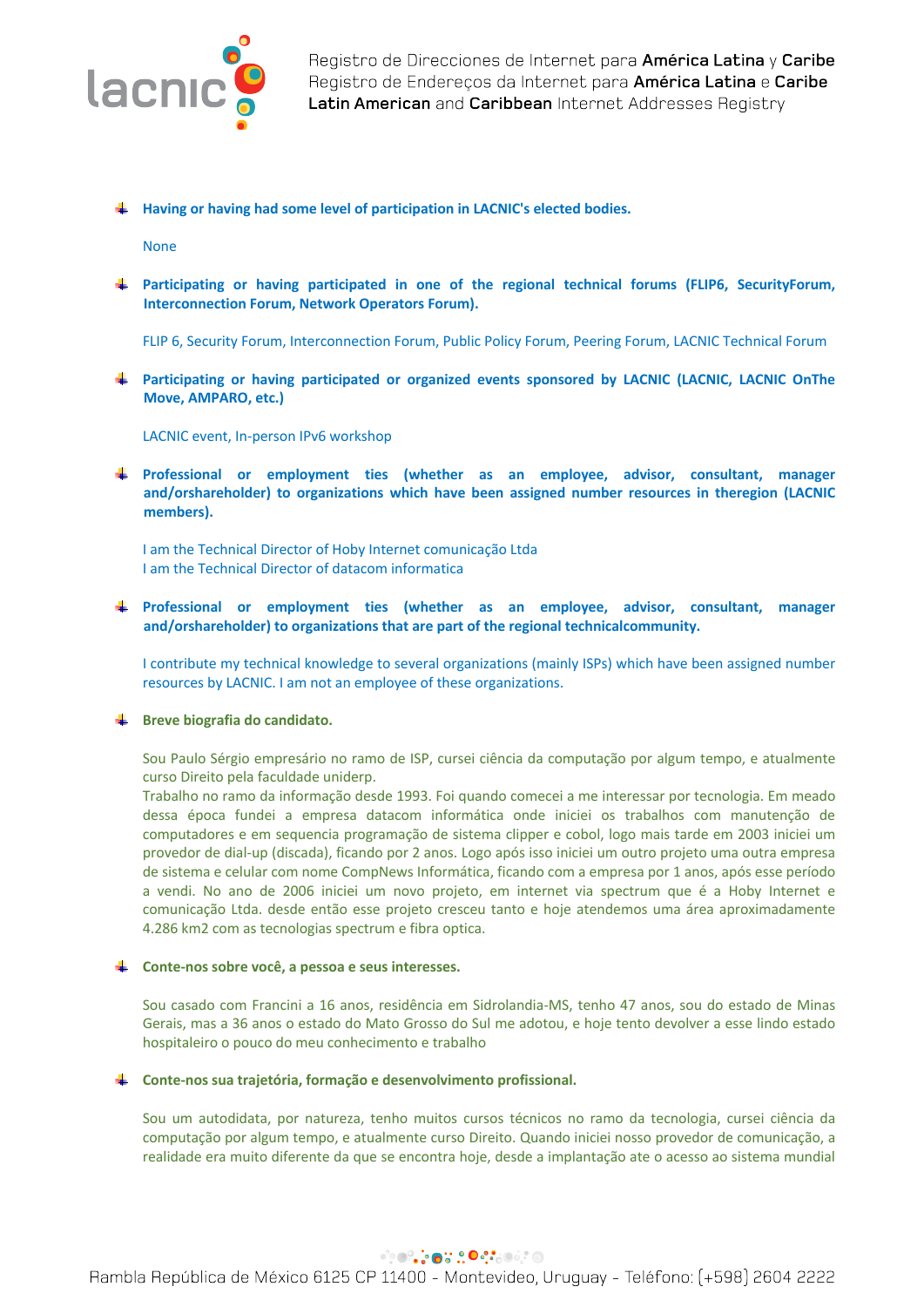- **Having or having had some level of participation in LACNIC's elected bodies.**

  None

- **Participating or having participated in one of the regional technical forums (FLIP6, SecurityForum, Interconnection Forum, Network Operators Forum).**

  FLIP 6, Security Forum, Interconnection Forum, Public Policy Forum, Peering Forum, LACNIC Technical Forum

- **Participating or having participated or organized events sponsored by LACNIC (LACNIC, LACNIC OnThe Move, AMPARO, etc.)**

  LACNIC event, In-person IPv6 workshop

- **Professional or employment ties (whether as an employee, advisor, consultant, manager and/orshareholder) to organizations which have been assigned number resources in theregion (LACNIC members).**

  I am the Technical Director of Hoby Internet comunicação Ltda
  I am the Technical Director of datacom informatica

- **Professional or employment ties (whether as an employee, advisor, consultant, manager and/orshareholder) to organizations that are part of the regional technicalcommunity.**

  I contribute my technical knowledge to several organizations (mainly ISPs) which have been assigned number resources by LACNIC. I am not an employee of these organizations.

- **Breve biografia do candidato.**

  Sou Paulo Sérgio empresário no ramo de ISP, cursei ciência da computação por algum tempo, e atualmente curso Direito pela faculdade uniderp.
  Trabalho no ramo da informação desde 1993. Foi quando comecei a me interessar por tecnologia. Em meado dessa época fundei a empresa datacom informática onde iniciei os trabalhos com manutenção de computadores e em sequencia programação de sistema clipper e cobol, logo mais tarde em 2003 iniciei um provedor de dial-up (discada), ficando por 2 anos. Logo após isso iniciei um outro projeto uma outra empresa de sistema e celular com nome CompNews Informática, ficando com a empresa por 1 anos, após esse período a vendi. No ano de 2006 iniciei um novo projeto, em internet via spectrum que é a Hoby Internet e comunicação Ltda. desde então esse projeto cresceu tanto e hoje atendemos uma área aproximadamente 4.286 km2 com as tecnologias spectrum e fibra optica.

- **Conte-nos sobre você, a pessoa e seus interesses.**

  Sou casado com Francini a 16 anos, residência em Sidrolandia-MS, tenho 47 anos, sou do estado de Minas Gerais, mas a 36 anos o estado do Mato Grosso do Sul me adotou, e hoje tento devolver a esse lindo estado hospitaleiro o pouco do meu conhecimento e trabalho

- **Conte-nos sua trajetória, formação e desenvolvimento profissional.**

  Sou um autodidata, por natureza, tenho muitos cursos técnicos no ramo da tecnologia, cursei ciência da computação por algum tempo, e atualmente curso Direito. Quando iniciei nosso provedor de comunicação, a realidade era muito diferente da que se encontra hoje, desde a implantação ate o acesso ao sistema mundial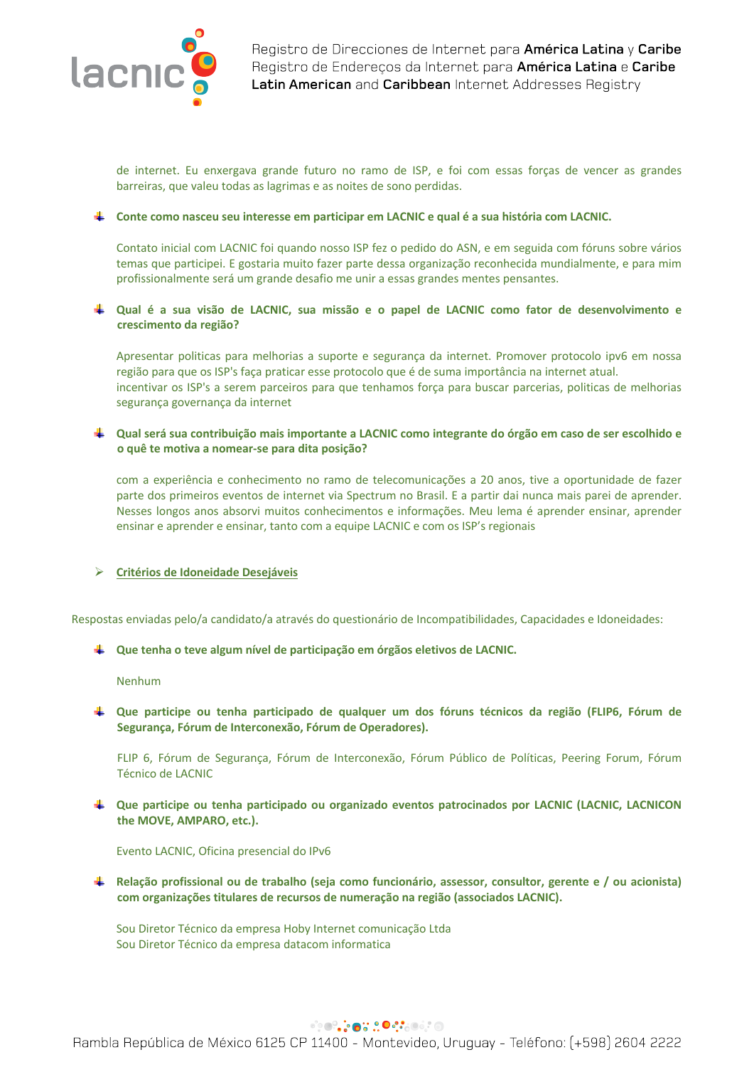de internet. Eu enxergava grande futuro no ramo de ISP, e foi com essas forças de vencer as grandes barreiras, que valeu todas as lagrimas e as noites de sono perdidas.

- **Conte como nasceu seu interesse em participar em LACNIC e qual é a sua história com LACNIC.**

  Contato inicial com LACNIC foi quando nosso ISP fez o pedido do ASN, e em seguida com fóruns sobre vários temas que participei. E gostaria muito fazer parte dessa organização reconhecida mundialmente, e para mim profissionalmente será um grande desafio me unir a essas grandes mentes pensantes.

- **Qual é a sua visão de LACNIC, sua missão e o papel de LACNIC como fator de desenvolvimento e crescimento da região?**

  Apresentar politicas para melhorias a suporte e segurança da internet. Promover protocolo ipv6 em nossa região para que os ISP's faça praticar esse protocolo que é de suma importância na internet atual.
  incentivar os ISP's a serem parceiros para que tenhamos força para buscar parcerias, politicas de melhorias segurança governança da internet

- **Qual será sua contribuição mais importante a LACNIC como integrante do órgão em caso de ser escolhido e o quê te motiva a nomear-se para dita posição?**

  com a experiência e conhecimento no ramo de telecomunicações a 20 anos, tive a oportunidade de fazer parte dos primeiros eventos de internet via Spectrum no Brasil. E a partir dai nunca mais parei de aprender. Nesses longos anos absorvi muitos conhecimentos e informações. Meu lema é aprender ensinar, aprender ensinar e aprender e ensinar, tanto com a equipe LACNIC e com os ISP's regionais

- **Critérios de Idoneidade Desejáveis**

Respostas enviadas pelo/a candidato/a através do questionário de Incompatibilidades, Capacidades e Idoneidades:

- **Que tenha o teve algum nível de participação em órgãos eletivos de LACNIC.**

  Nenhum

- **Que participe ou tenha participado de qualquer um dos fóruns técnicos da região (FLIP6, Fórum de Segurança, Fórum de Interconexão, Fórum de Operadores).**

  FLIP 6, Fórum de Segurança, Fórum de Interconexão, Fórum Público de Políticas, Peering Forum, Fórum Técnico de LACNIC

- **Que participe ou tenha participado ou organizado eventos patrocinados por LACNIC (LACNIC, LACNICON the MOVE, AMPARO, etc.).**

  Evento LACNIC, Oficina presencial do IPv6

- **Relação profissional ou de trabalho (seja como funcionário, assessor, consultor, gerente e / ou acionista) com organizações titulares de recursos de numeração na região (associados LACNIC).**

  Sou Diretor Técnico da empresa Hoby Internet comunicação Ltda
  Sou Diretor Técnico da empresa datacom informatica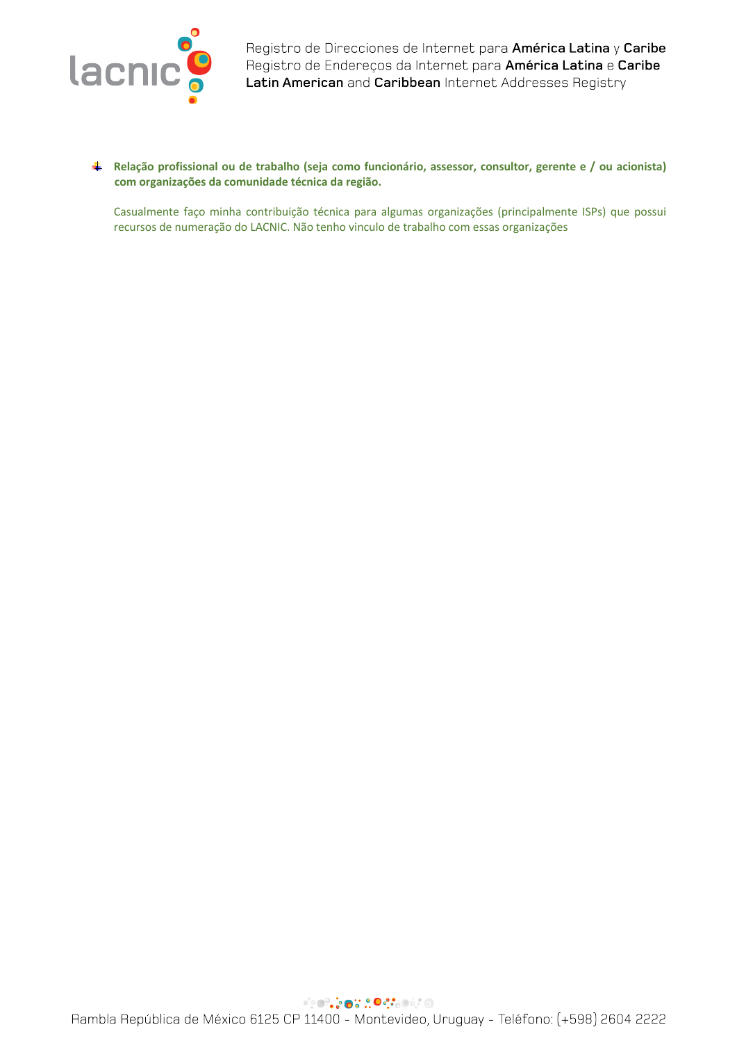- **Relação profissional ou de trabalho (seja como funcionário, assessor, consultor, gerente e / ou acionista) com organizações da comunidade técnica da região.**

  Casualmente faço minha contribuição técnica para algumas organizações (principalmente ISPs) que possui recursos de numeração do LACNIC. Não tenho vinculo de trabalho com essas organizações